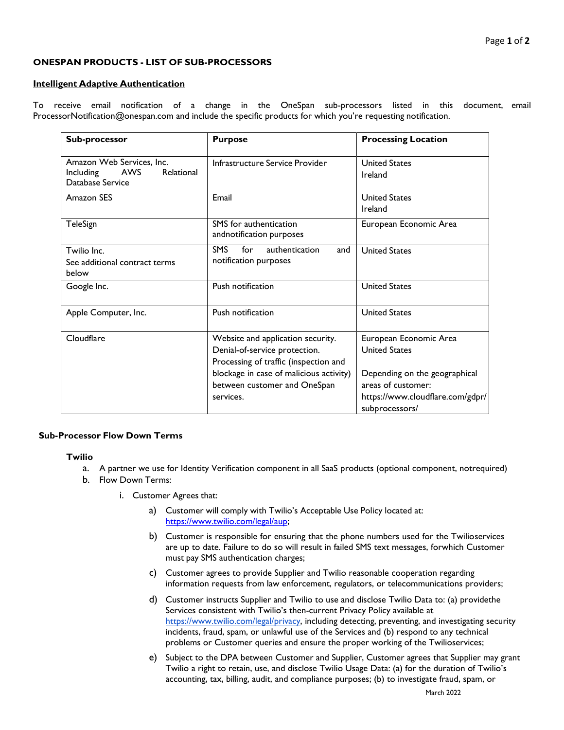## ONESPAN PRODUCTS - LIST OF SUB-PROCESSORS

### Intelligent Adaptive Authentication

To receive email notification of a change in the OneSpan sub-processors listed in this document, email ProcessorNotification@onespan.com and include the specific products for which you're requesting notification.

| Sub-processor | Purpose | Processing Location |
| --- | --- | --- |
| Amazon Web Services, Inc. Including AWS Relational Database Service | Infrastructure Service Provider | United States<br>Ireland |
| Amazon SES | Email | United States<br>Ireland |
| TeleSign | SMS for authentication andnotification purposes | European Economic Area |
| Twilio Inc.<br>See additional contract terms below | SMS for authentication and notification purposes | United States |
| Google Inc. | Push notification | United States |
| Apple Computer, Inc. | Push notification | United States |
| Cloudflare | Website and application security. Denial-of-service protection. Processing of traffic (inspection and blockage in case of malicious activity) between customer and OneSpan services. | European Economic Area<br>United States<br><br>Depending on the geographical areas of customer: https://www.cloudflare.com/gdpr/subprocessors/ |

### Sub-Processor Flow Down Terms

**Twilio**

a. A partner we use for Identity Verification component in all SaaS products (optional component, notrequired)
b. Flow Down Terms:
   i. Customer Agrees that:
      a) Customer will comply with Twilio's Acceptable Use Policy located at: https://www.twilio.com/legal/aup;
      b) Customer is responsible for ensuring that the phone numbers used for the Twilioservices are up to date. Failure to do so will result in failed SMS text messages, forwhich Customer must pay SMS authentication charges;
      c) Customer agrees to provide Supplier and Twilio reasonable cooperation regarding information requests from law enforcement, regulators, or telecommunications providers;
      d) Customer instructs Supplier and Twilio to use and disclose Twilio Data to: (a) providethe Services consistent with Twilio's then-current Privacy Policy available at https://www.twilio.com/legal/privacy, including detecting, preventing, and investigating security incidents, fraud, spam, or unlawful use of the Services and (b) respond to any technical problems or Customer queries and ensure the proper working of the Twilioservices;
      e) Subject to the DPA between Customer and Supplier, Customer agrees that Supplier may grant Twilio a right to retain, use, and disclose Twilio Usage Data: (a) for the duration of Twilio's accounting, tax, billing, audit, and compliance purposes; (b) to investigate fraud, spam, or

March 2022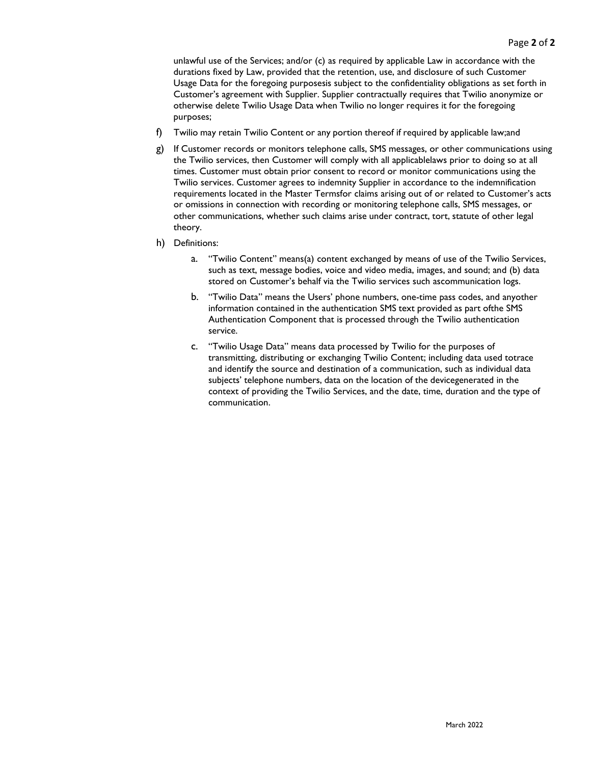unlawful use of the Services; and/or (c) as required by applicable Law in accordance with the durations fixed by Law, provided that the retention, use, and disclosure of such Customer Usage Data for the foregoing purposesis subject to the confidentiality obligations as set forth in Customer's agreement with Supplier. Supplier contractually requires that Twilio anonymize or otherwise delete Twilio Usage Data when Twilio no longer requires it for the foregoing purposes;

f) Twilio may retain Twilio Content or any portion thereof if required by applicable law;and

g) If Customer records or monitors telephone calls, SMS messages, or other communications using the Twilio services, then Customer will comply with all applicablelaws prior to doing so at all times. Customer must obtain prior consent to record or monitor communications using the Twilio services. Customer agrees to indemnity Supplier in accordance to the indemnification requirements located in the Master Termsfor claims arising out of or related to Customer's acts or omissions in connection with recording or monitoring telephone calls, SMS messages, or other communications, whether such claims arise under contract, tort, statute of other legal theory.

h) Definitions:

   a. "Twilio Content" means(a) content exchanged by means of use of the Twilio Services, such as text, message bodies, voice and video media, images, and sound; and (b) data stored on Customer's behalf via the Twilio services such ascommunication logs.

   b. "Twilio Data" means the Users' phone numbers, one-time pass codes, and anyother information contained in the authentication SMS text provided as part ofthe SMS Authentication Component that is processed through the Twilio authentication service.

   c. "Twilio Usage Data" means data processed by Twilio for the purposes of transmitting, distributing or exchanging Twilio Content; including data used totrace and identify the source and destination of a communication, such as individual data subjects' telephone numbers, data on the location of the devicegenerated in the context of providing the Twilio Services, and the date, time, duration and the type of communication.

March 2022